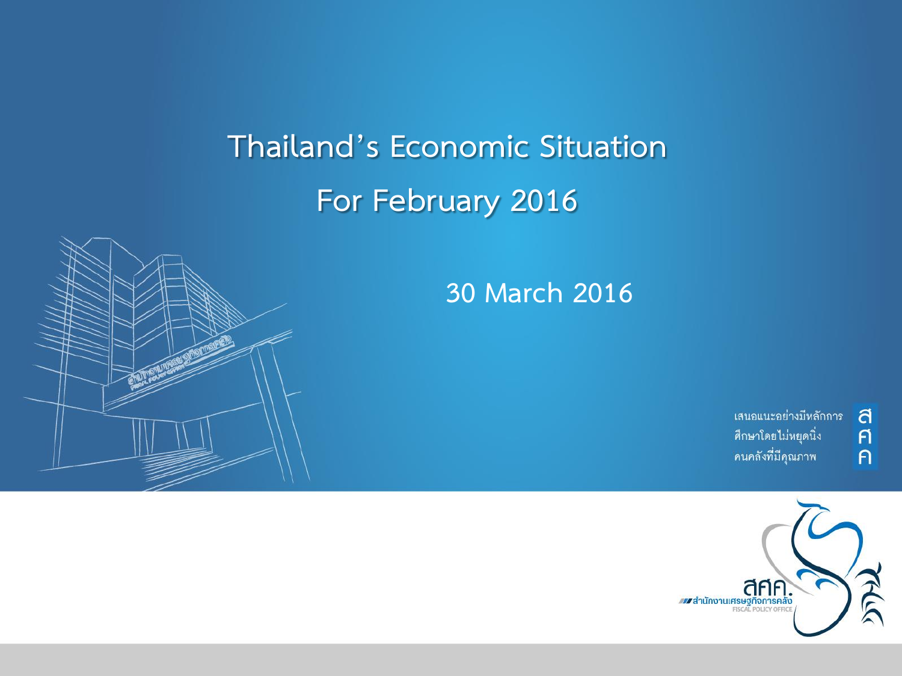# Thailand's Economic Situation For February 2016

30 March 2016

เสนอแนะอย่างมีหลักการ
ศึกษาโดยไม่หยุดนิ่ง
คนคลังที่มีคุณภาพ

สศค.

สำนักงานเศรษฐกิจการคลัง
FISCAL POLICY OFFICE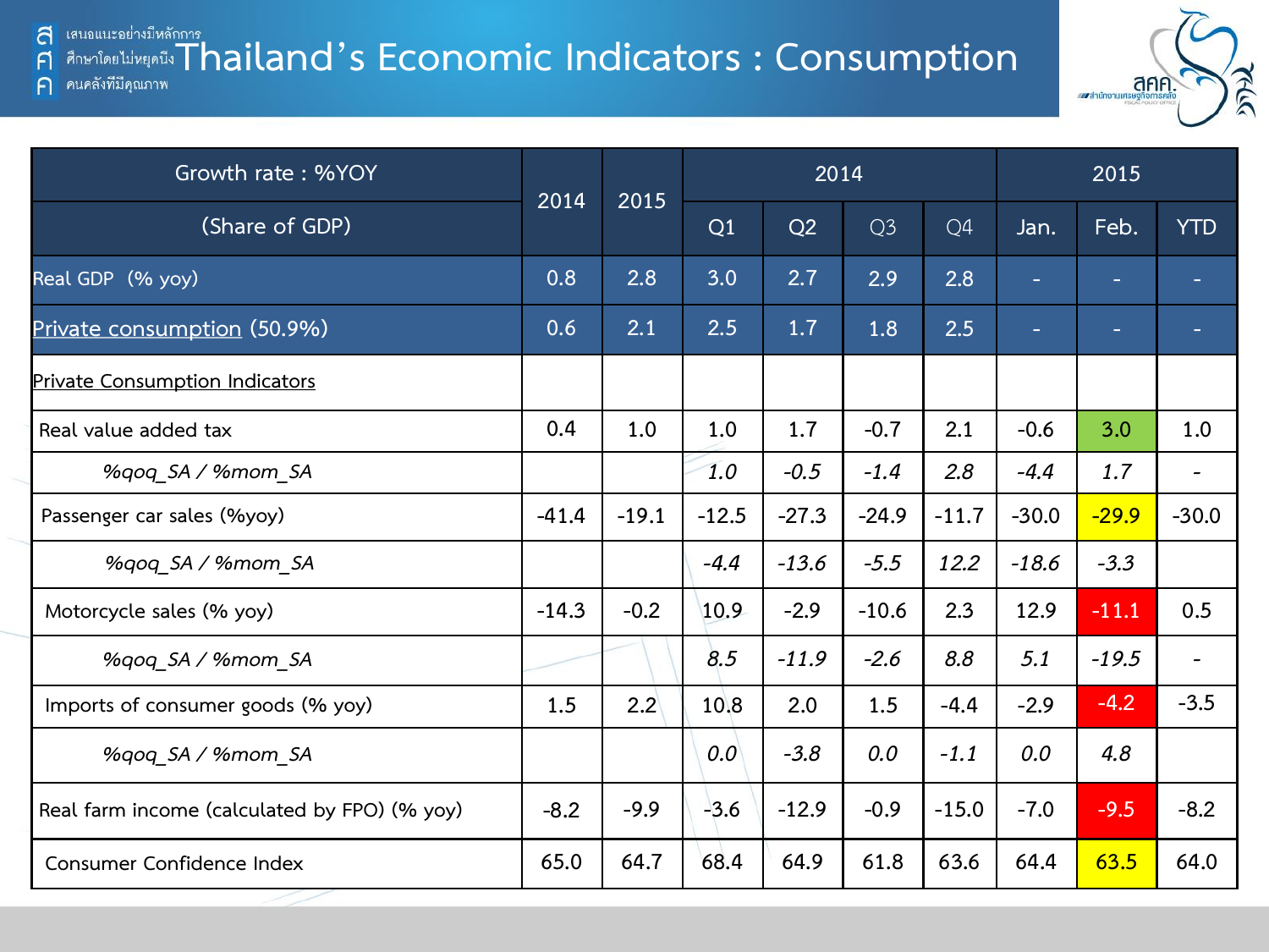# Thailand's Economic Indicators : Consumption

| Growth rate : %YOY (Share of GDP) | 2014 | 2015 | 2014 Q1 | 2014 Q2 | 2014 Q3 | 2014 Q4 | 2015 Jan. | 2015 Feb. | 2015 YTD |
|---|---|---|---|---|---|---|---|---|---|
| Real GDP (% yoy) | 0.8 | 2.8 | 3.0 | 2.7 | 2.9 | 2.8 | - | - | - |
| Private consumption (50.9%) | 0.6 | 2.1 | 2.5 | 1.7 | 1.8 | 2.5 | - | - | - |
| Private Consumption Indicators | | | | | | | | | |
| Real value added tax | 0.4 | 1.0 | 1.0 | 1.7 | -0.7 | 2.1 | -0.6 | 3.0 | 1.0 |
| *%qoq_SA / %mom_SA* | | | *1.0* | *-0.5* | *-1.4* | *2.8* | *-4.4* | *1.7* | - |
| Passenger car sales (%yoy) | -41.4 | -19.1 | -12.5 | -27.3 | -24.9 | -11.7 | -30.0 | -29.9 | -30.0 |
| *%qoq_SA / %mom_SA* | | | *-4.4* | *-13.6* | *-5.5* | *12.2* | *-18.6* | *-3.3* | |
| Motorcycle sales (% yoy) | -14.3 | -0.2 | 10.9 | -2.9 | -10.6 | 2.3 | 12.9 | -11.1 | 0.5 |
| *%qoq_SA / %mom_SA* | | | *8.5* | *-11.9* | *-2.6* | *8.8* | *5.1* | *-19.5* | - |
| Imports of consumer goods (% yoy) | 1.5 | 2.2 | 10.8 | 2.0 | 1.5 | -4.4 | -2.9 | -4.2 | -3.5 |
| *%qoq_SA / %mom_SA* | | | *0.0* | *-3.8* | *0.0* | *-1.1* | *0.0* | *4.8* | |
| Real farm income (calculated by FPO) (% yoy) | -8.2 | -9.9 | -3.6 | -12.9 | -0.9 | -15.0 | -7.0 | -9.5 | -8.2 |
| Consumer Confidence Index | 65.0 | 64.7 | 68.4 | 64.9 | 61.8 | 63.6 | 64.4 | 63.5 | 64.0 |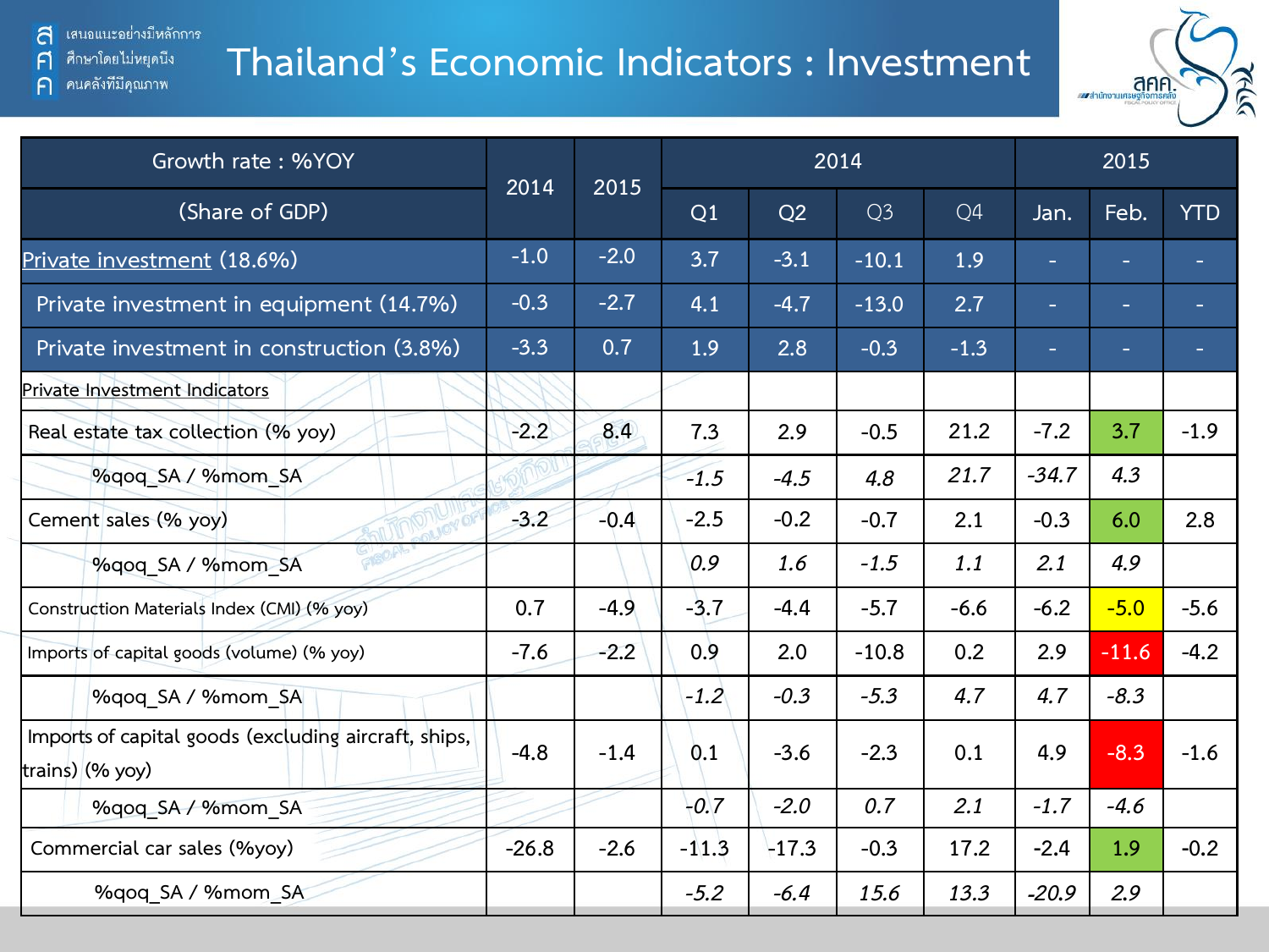# Thailand's Economic Indicators : Investment

| Growth rate : %YOY (Share of GDP) | 2014 | 2015 | 2014 | | | | 2015 | | |
|---|---|---|---|---|---|---|---|---|---|
| | | | Q1 | Q2 | Q3 | Q4 | Jan. | Feb. | YTD |
| Private investment (18.6%) | -1.0 | -2.0 | 3.7 | -3.1 | -10.1 | 1.9 | - | - | - |
| Private investment in equipment (14.7%) | -0.3 | -2.7 | 4.1 | -4.7 | -13.0 | 2.7 | - | - | - |
| Private investment in construction (3.8%) | -3.3 | 0.7 | 1.9 | 2.8 | -0.3 | -1.3 | - | - | - |
| Private Investment Indicators | | | | | | | | | |
| Real estate tax collection (% yoy) | -2.2 | 8.4 | 7.3 | 2.9 | -0.5 | 21.2 | -7.2 | 3.7 | -1.9 |
| %qoq_SA / %mom_SA | | | *-1.5* | *-4.5* | *4.8* | *21.7* | *-34.7* | *4.3* | |
| Cement sales (% yoy) | -3.2 | -0.4 | -2.5 | -0.2 | -0.7 | 2.1 | -0.3 | 6.0 | 2.8 |
| %qoq_SA / %mom_SA | | | *0.9* | *1.6* | *-1.5* | *1.1* | *2.1* | *4.9* | |
| Construction Materials Index (CMI) (% yoy) | 0.7 | -4.9 | -3.7 | -4.4 | -5.7 | -6.6 | -6.2 | -5.0 | -5.6 |
| Imports of capital goods (volume) (% yoy) | -7.6 | -2.2 | 0.9 | 2.0 | -10.8 | 0.2 | 2.9 | -11.6 | -4.2 |
| %qoq_SA / %mom_SA | | | *-1.2* | *-0.3* | *-5.3* | *4.7* | *4.7* | *-8.3* | |
| Imports of capital goods (excluding aircraft, ships, trains) (% yoy) | -4.8 | -1.4 | 0.1 | -3.6 | -2.3 | 0.1 | 4.9 | -8.3 | -1.6 |
| %qoq_SA / %mom_SA | | | *-0.7* | *-2.0* | *0.7* | *2.1* | *-1.7* | *-4.6* | |
| Commercial car sales (%yoy) | -26.8 | -2.6 | -11.3 | -17.3 | -0.3 | 17.2 | -2.4 | 1.9 | -0.2 |
| %qoq_SA / %mom_SA | | | *-5.2* | *-6.4* | *15.6* | *13.3* | *-20.9* | *2.9* | |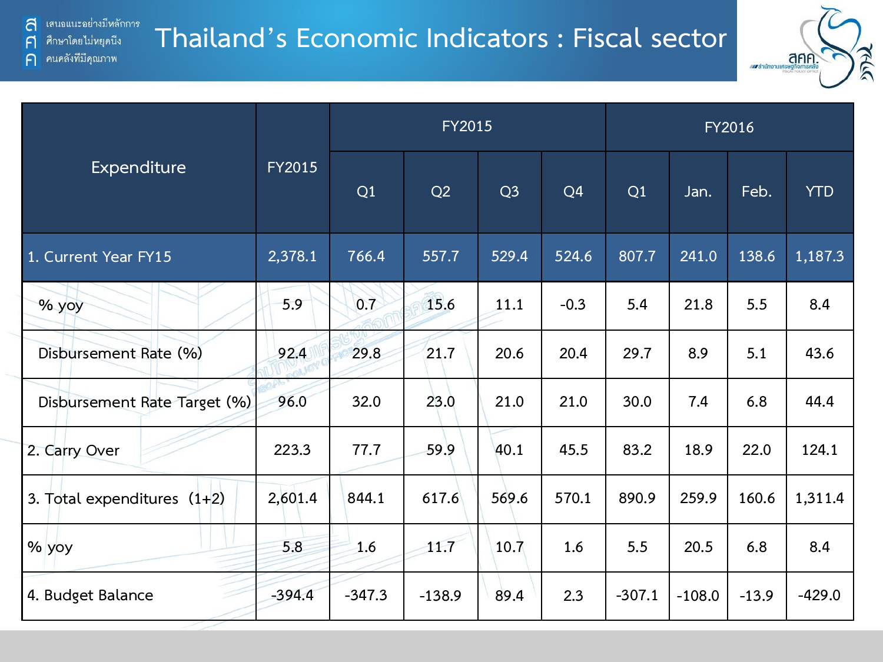# Thailand's Economic Indicators : Fiscal sector

| Expenditure | FY2015 | FY2015 | | | | FY2016 | | | |
|---|---|---|---|---|---|---|---|---|---|
| | | Q1 | Q2 | Q3 | Q4 | Q1 | Jan. | Feb. | YTD |
| 1. Current Year FY15 | 2,378.1 | 766.4 | 557.7 | 529.4 | 524.6 | 807.7 | 241.0 | 138.6 | 1,187.3 |
| % yoy | 5.9 | 0.7 | 15.6 | 11.1 | -0.3 | 5.4 | 21.8 | 5.5 | 8.4 |
| Disbursement Rate (%) | 92.4 | 29.8 | 21.7 | 20.6 | 20.4 | 29.7 | 8.9 | 5.1 | 43.6 |
| Disbursement Rate Target (%) | 96.0 | 32.0 | 23.0 | 21.0 | 21.0 | 30.0 | 7.4 | 6.8 | 44.4 |
| 2. Carry Over | 223.3 | 77.7 | 59.9 | 40.1 | 45.5 | 83.2 | 18.9 | 22.0 | 124.1 |
| 3. Total expenditures (1+2) | 2,601.4 | 844.1 | 617.6 | 569.6 | 570.1 | 890.9 | 259.9 | 160.6 | 1,311.4 |
| % yoy | 5.8 | 1.6 | 11.7 | 10.7 | 1.6 | 5.5 | 20.5 | 6.8 | 8.4 |
| 4. Budget Balance | -394.4 | -347.3 | -138.9 | 89.4 | 2.3 | -307.1 | -108.0 | -13.9 | -429.0 |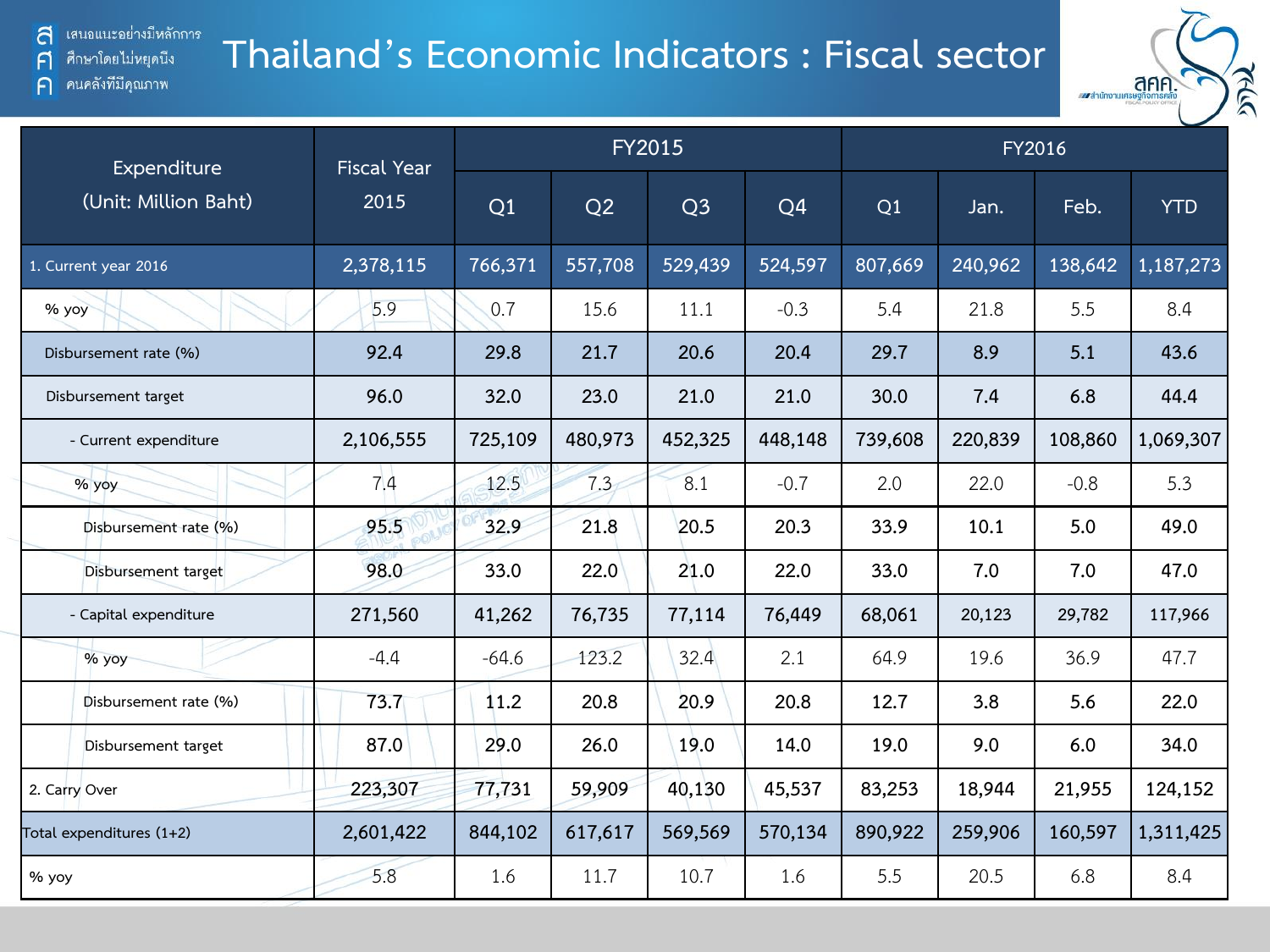# Thailand's Economic Indicators : Fiscal sector

| Expenditure (Unit: Million Baht) | Fiscal Year 2015 | FY2015 | | | | FY2016 | | | |
|---|---|---|---|---|---|---|---|---|---|
| | | Q1 | Q2 | Q3 | Q4 | Q1 | Jan. | Feb. | YTD |
| 1. Current year 2016 | 2,378,115 | 766,371 | 557,708 | 529,439 | 524,597 | 807,669 | 240,962 | 138,642 | 1,187,273 |
| % yoy | 5.9 | 0.7 | 15.6 | 11.1 | -0.3 | 5.4 | 21.8 | 5.5 | 8.4 |
| Disbursement rate (%) | 92.4 | 29.8 | 21.7 | 20.6 | 20.4 | 29.7 | 8.9 | 5.1 | 43.6 |
| Disbursement target | 96.0 | 32.0 | 23.0 | 21.0 | 21.0 | 30.0 | 7.4 | 6.8 | 44.4 |
| - Current expenditure | 2,106,555 | 725,109 | 480,973 | 452,325 | 448,148 | 739,608 | 220,839 | 108,860 | 1,069,307 |
| % yoy | 7.4 | 12.5 | 7.3 | 8.1 | -0.7 | 2.0 | 22.0 | -0.8 | 5.3 |
| Disbursement rate (%) | 95.5 | 32.9 | 21.8 | 20.5 | 20.3 | 33.9 | 10.1 | 5.0 | 49.0 |
| Disbursement target | 98.0 | 33.0 | 22.0 | 21.0 | 22.0 | 33.0 | 7.0 | 7.0 | 47.0 |
| - Capital expenditure | 271,560 | 41,262 | 76,735 | 77,114 | 76,449 | 68,061 | 20,123 | 29,782 | 117,966 |
| % yoy | -4.4 | -64.6 | 123.2 | 32.4 | 2.1 | 64.9 | 19.6 | 36.9 | 47.7 |
| Disbursement rate (%) | 73.7 | 11.2 | 20.8 | 20.9 | 20.8 | 12.7 | 3.8 | 5.6 | 22.0 |
| Disbursement target | 87.0 | 29.0 | 26.0 | 19.0 | 14.0 | 19.0 | 9.0 | 6.0 | 34.0 |
| 2. Carry Over | 223,307 | 77,731 | 59,909 | 40,130 | 45,537 | 83,253 | 18,944 | 21,955 | 124,152 |
| Total expenditures (1+2) | 2,601,422 | 844,102 | 617,617 | 569,569 | 570,134 | 890,922 | 259,906 | 160,597 | 1,311,425 |
| % yoy | 5.8 | 1.6 | 11.7 | 10.7 | 1.6 | 5.5 | 20.5 | 6.8 | 8.4 |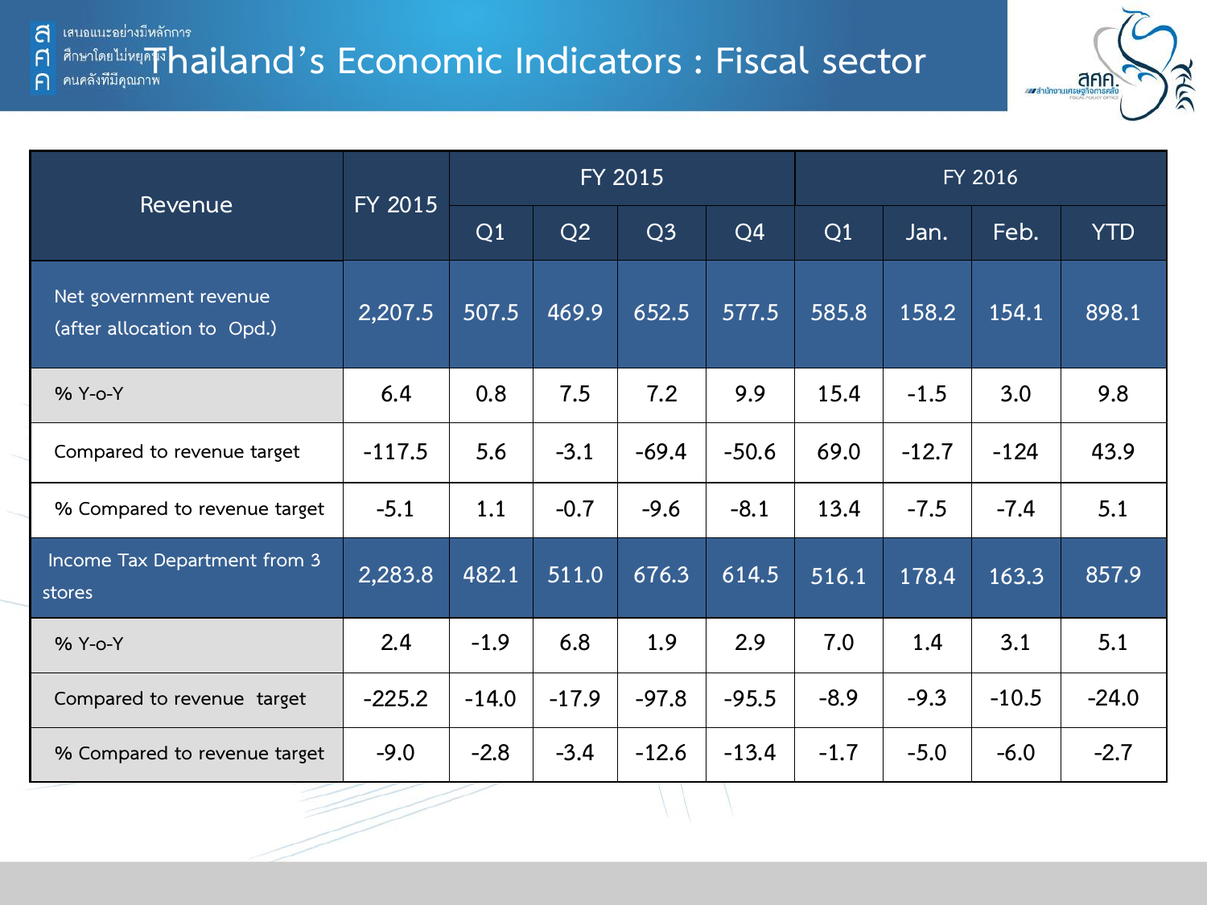# Thailand's Economic Indicators : Fiscal sector

| Revenue | FY 2015 | FY 2015 | | | | FY 2016 | | | |
|---|---|---|---|---|---|---|---|---|---|
| | | Q1 | Q2 | Q3 | Q4 | Q1 | Jan. | Feb. | YTD |
| Net government revenue (after allocation to Opd.) | 2,207.5 | 507.5 | 469.9 | 652.5 | 577.5 | 585.8 | 158.2 | 154.1 | 898.1 |
| % Y-o-Y | 6.4 | 0.8 | 7.5 | 7.2 | 9.9 | 15.4 | -1.5 | 3.0 | 9.8 |
| Compared to revenue target | -117.5 | 5.6 | -3.1 | -69.4 | -50.6 | 69.0 | -12.7 | -124 | 43.9 |
| % Compared to revenue target | -5.1 | 1.1 | -0.7 | -9.6 | -8.1 | 13.4 | -7.5 | -7.4 | 5.1 |
| Income Tax Department from 3 stores | 2,283.8 | 482.1 | 511.0 | 676.3 | 614.5 | 516.1 | 178.4 | 163.3 | 857.9 |
| % Y-o-Y | 2.4 | -1.9 | 6.8 | 1.9 | 2.9 | 7.0 | 1.4 | 3.1 | 5.1 |
| Compared to revenue target | -225.2 | -14.0 | -17.9 | -97.8 | -95.5 | -8.9 | -9.3 | -10.5 | -24.0 |
| % Compared to revenue target | -9.0 | -2.8 | -3.4 | -12.6 | -13.4 | -1.7 | -5.0 | -6.0 | -2.7 |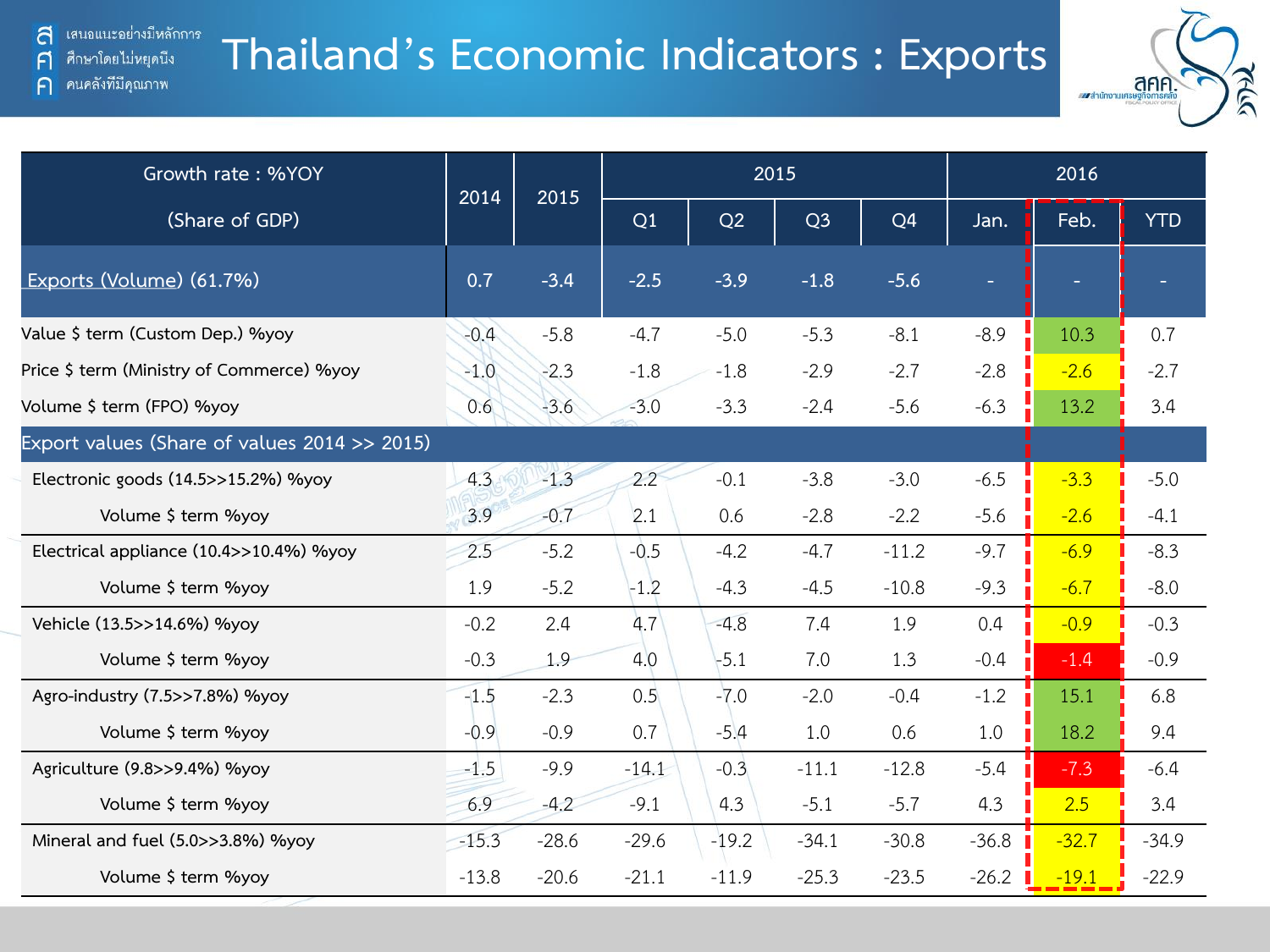# Thailand's Economic Indicators : Exports

เสนอแนะอย่างมีหลักการ
ศึกษาโดยไม่หยุดนิ่ง
คนคลังที่มีคุณภาพ

| Growth rate : %YOY (Share of GDP) | 2014 | 2015 | 2015 | | | | 2016 | | |
|---|---|---|---|---|---|---|---|---|---|
| | | | Q1 | Q2 | Q3 | Q4 | Jan. | Feb. | YTD |
| Exports (Volume) (61.7%) | 0.7 | -3.4 | -2.5 | -3.9 | -1.8 | -5.6 | - | - | - |
| Value $ term (Custom Dep.) %yoy | -0.4 | -5.8 | -4.7 | -5.0 | -5.3 | -8.1 | -8.9 | 10.3 | 0.7 |
| Price $ term (Ministry of Commerce) %yoy | -1.0 | -2.3 | -1.8 | -1.8 | -2.9 | -2.7 | -2.8 | -2.6 | -2.7 |
| Volume $ term (FPO) %yoy | 0.6 | -3.6 | -3.0 | -3.3 | -2.4 | -5.6 | -6.3 | 13.2 | 3.4 |
| Export values (Share of values 2014 >> 2015) | | | | | | | | | |
| Electronic goods (14.5>>15.2%) %yoy | 4.3 | -1.3 | 2.2 | -0.1 | -3.8 | -3.0 | -6.5 | -3.3 | -5.0 |
| Volume $ term %yoy | 3.9 | -0.7 | 2.1 | 0.6 | -2.8 | -2.2 | -5.6 | -2.6 | -4.1 |
| Electrical appliance (10.4>>10.4%) %yoy | 2.5 | -5.2 | -0.5 | -4.2 | -4.7 | -11.2 | -9.7 | -6.9 | -8.3 |
| Volume $ term %yoy | 1.9 | -5.2 | -1.2 | -4.3 | -4.5 | -10.8 | -9.3 | -6.7 | -8.0 |
| Vehicle (13.5>>14.6%) %yoy | -0.2 | 2.4 | 4.7 | -4.8 | 7.4 | 1.9 | 0.4 | -0.9 | -0.3 |
| Volume $ term %yoy | -0.3 | 1.9 | 4.0 | -5.1 | 7.0 | 1.3 | -0.4 | -1.4 | -0.9 |
| Agro-industry (7.5>>7.8%) %yoy | -1.5 | -2.3 | 0.5 | -7.0 | -2.0 | -0.4 | -1.2 | 15.1 | 6.8 |
| Volume $ term %yoy | -0.9 | -0.9 | 0.7 | -5.4 | 1.0 | 0.6 | 1.0 | 18.2 | 9.4 |
| Agriculture (9.8>>9.4%) %yoy | -1.5 | -9.9 | -14.1 | -0.3 | -11.1 | -12.8 | -5.4 | -7.3 | -6.4 |
| Volume $ term %yoy | 6.9 | -4.2 | -9.1 | 4.3 | -5.1 | -5.7 | 4.3 | 2.5 | 3.4 |
| Mineral and fuel (5.0>>3.8%) %yoy | -15.3 | -28.6 | -29.6 | -19.2 | -34.1 | -30.8 | -36.8 | -32.7 | -34.9 |
| Volume $ term %yoy | -13.8 | -20.6 | -21.1 | -11.9 | -25.3 | -23.5 | -26.2 | -19.1 | -22.9 |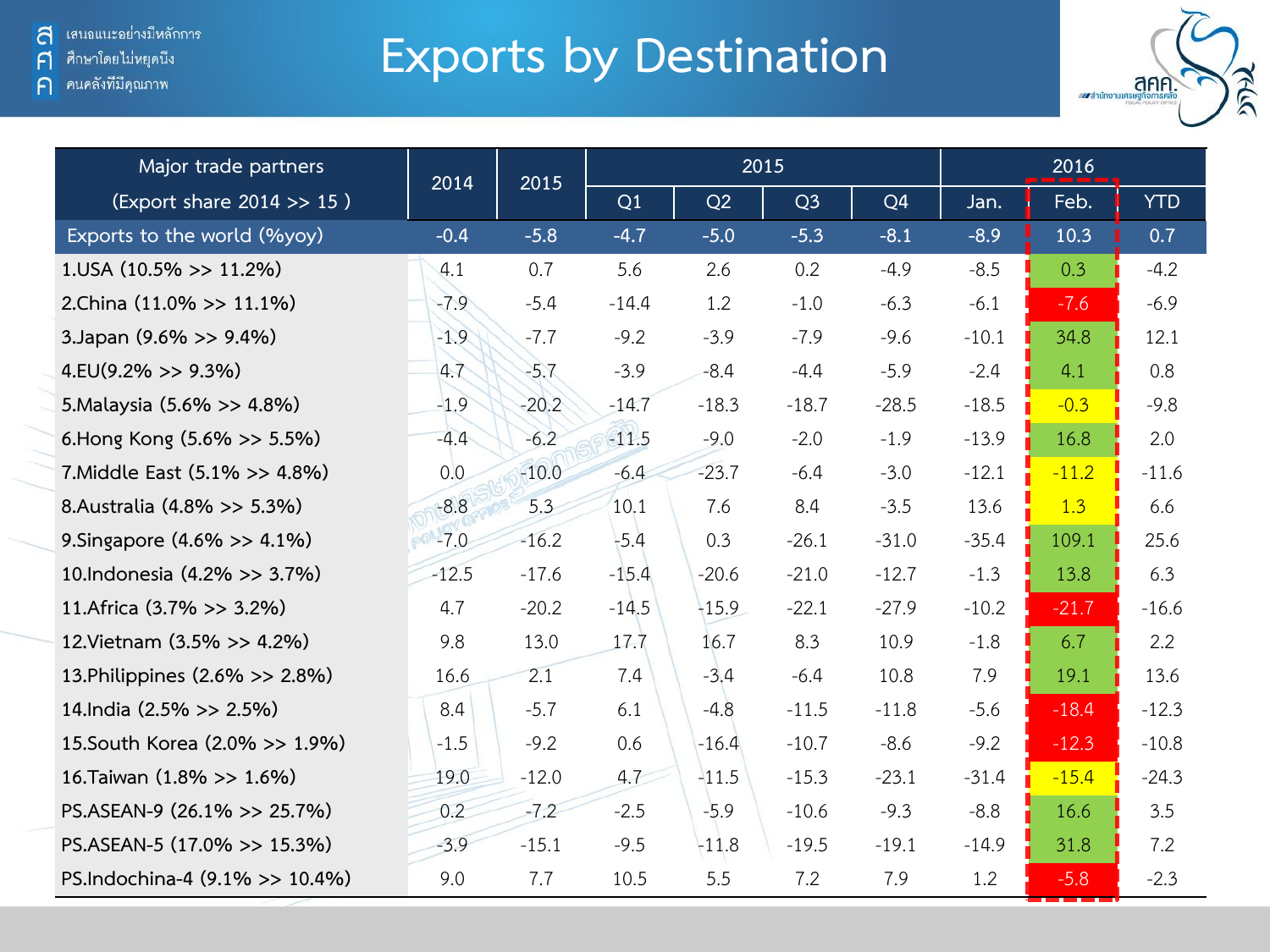# Exports by Destination

สำนักงานเศรษฐกิจการคลัง (สศค.)

| Major trade partners (Export share 2014 >> 15 ) | 2014 | 2015 | 2015 | | | | 2016 | | |
|---|---|---|---|---|---|---|---|---|---|
| | | | Q1 | Q2 | Q3 | Q4 | Jan. | Feb. | YTD |
| Exports to the world (%yoy) | -0.4 | -5.8 | -4.7 | -5.0 | -5.3 | -8.1 | -8.9 | 10.3 | 0.7 |
| 1.USA (10.5% >> 11.2%) | 4.1 | 0.7 | 5.6 | 2.6 | 0.2 | -4.9 | -8.5 | 0.3 | -4.2 |
| 2.China (11.0% >> 11.1%) | -7.9 | -5.4 | -14.4 | 1.2 | -1.0 | -6.3 | -6.1 | -7.6 | -6.9 |
| 3.Japan (9.6% >> 9.4%) | -1.9 | -7.7 | -9.2 | -3.9 | -7.9 | -9.6 | -10.1 | 34.8 | 12.1 |
| 4.EU(9.2% >> 9.3%) | 4.7 | -5.7 | -3.9 | -8.4 | -4.4 | -5.9 | -2.4 | 4.1 | 0.8 |
| 5.Malaysia (5.6% >> 4.8%) | -1.9 | -20.2 | -14.7 | -18.3 | -18.7 | -28.5 | -18.5 | -0.3 | -9.8 |
| 6.Hong Kong (5.6% >> 5.5%) | -4.4 | -6.2 | -11.5 | -9.0 | -2.0 | -1.9 | -13.9 | 16.8 | 2.0 |
| 7.Middle East (5.1% >> 4.8%) | 0.0 | -10.0 | -6.4 | -23.7 | -6.4 | -3.0 | -12.1 | -11.2 | -11.6 |
| 8.Australia (4.8% >> 5.3%) | -8.8 | 5.3 | 10.1 | 7.6 | 8.4 | -3.5 | 13.6 | 1.3 | 6.6 |
| 9.Singapore (4.6% >> 4.1%) | -7.0 | -16.2 | -5.4 | 0.3 | -26.1 | -31.0 | -35.4 | 109.1 | 25.6 |
| 10.Indonesia (4.2% >> 3.7%) | -12.5 | -17.6 | -15.4 | -20.6 | -21.0 | -12.7 | -1.3 | 13.8 | 6.3 |
| 11.Africa (3.7% >> 3.2%) | 4.7 | -20.2 | -14.5 | -15.9 | -22.1 | -27.9 | -10.2 | -21.7 | -16.6 |
| 12.Vietnam (3.5% >> 4.2%) | 9.8 | 13.0 | 17.7 | 16.7 | 8.3 | 10.9 | -1.8 | 6.7 | 2.2 |
| 13.Philippines (2.6% >> 2.8%) | 16.6 | 2.1 | 7.4 | -3.4 | -6.4 | 10.8 | 7.9 | 19.1 | 13.6 |
| 14.India (2.5% >> 2.5%) | 8.4 | -5.7 | 6.1 | -4.8 | -11.5 | -11.8 | -5.6 | -18.4 | -12.3 |
| 15.South Korea (2.0% >> 1.9%) | -1.5 | -9.2 | 0.6 | -16.4 | -10.7 | -8.6 | -9.2 | -12.3 | -10.8 |
| 16.Taiwan (1.8% >> 1.6%) | 19.0 | -12.0 | 4.7 | -11.5 | -15.3 | -23.1 | -31.4 | -15.4 | -24.3 |
| PS.ASEAN-9 (26.1% >> 25.7%) | 0.2 | -7.2 | -2.5 | -5.9 | -10.6 | -9.3 | -8.8 | 16.6 | 3.5 |
| PS.ASEAN-5 (17.0% >> 15.3%) | -3.9 | -15.1 | -9.5 | -11.8 | -19.5 | -19.1 | -14.9 | 31.8 | 7.2 |
| PS.Indochina-4 (9.1% >> 10.4%) | 9.0 | 7.7 | 10.5 | 5.5 | 7.2 | 7.9 | 1.2 | -5.8 | -2.3 |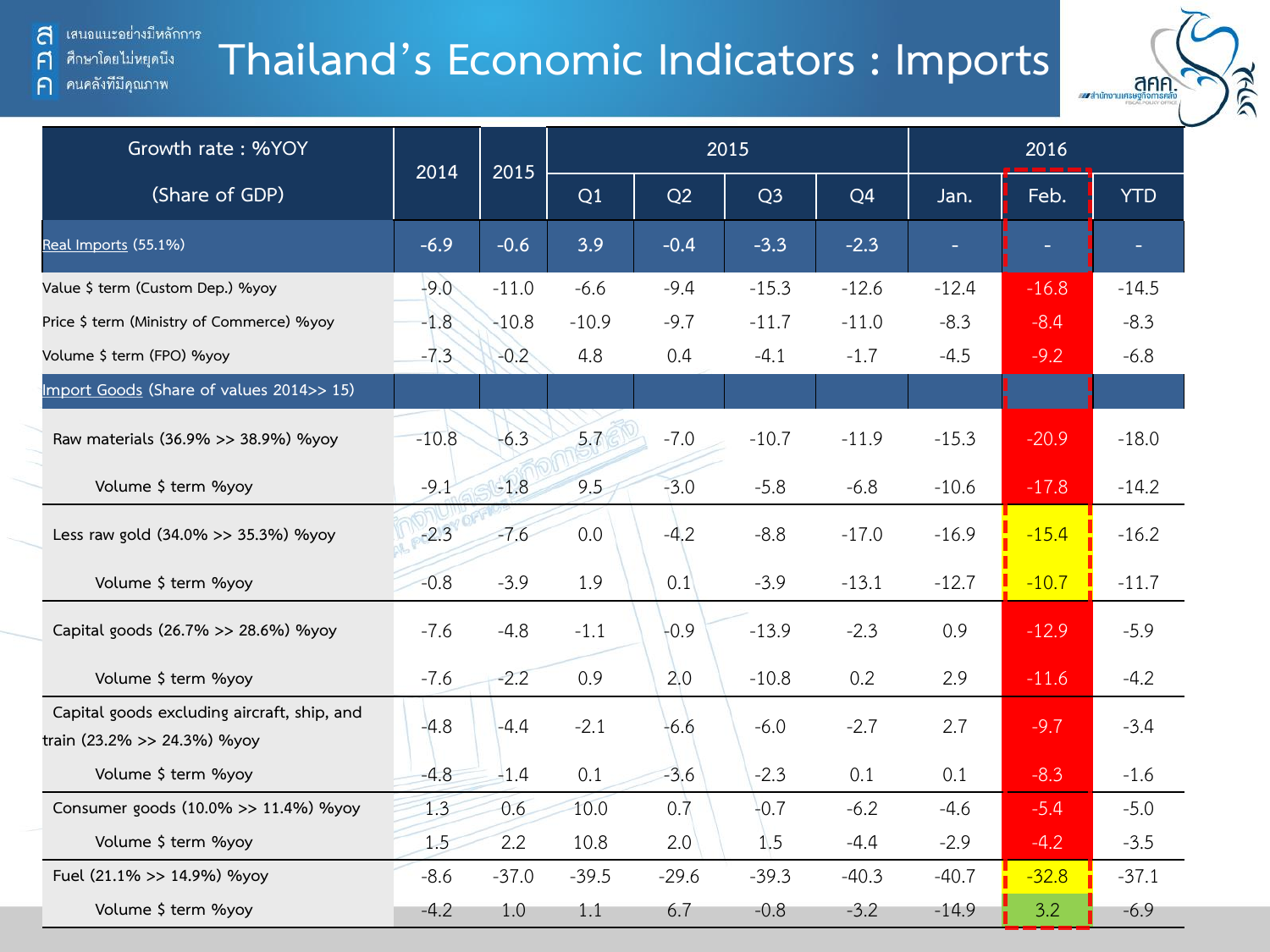# Thailand's Economic Indicators : Imports

| Growth rate : %YOY (Share of GDP) | 2014 | 2015 | 2015 | | | | 2016 | | |
|---|---|---|---|---|---|---|---|---|---|
| | | | Q1 | Q2 | Q3 | Q4 | Jan. | Feb. | YTD |
| Real Imports (55.1%) | -6.9 | -0.6 | 3.9 | -0.4 | -3.3 | -2.3 | - | - | - |
| Value $ term (Custom Dep.) %yoy | -9.0 | -11.0 | -6.6 | -9.4 | -15.3 | -12.6 | -12.4 | -16.8 | -14.5 |
| Price $ term (Ministry of Commerce) %yoy | -1.8 | -10.8 | -10.9 | -9.7 | -11.7 | -11.0 | -8.3 | -8.4 | -8.3 |
| Volume $ term (FPO) %yoy | -7.3 | -0.2 | 4.8 | 0.4 | -4.1 | -1.7 | -4.5 | -9.2 | -6.8 |
| Import Goods (Share of values 2014>> 15) | | | | | | | | | |
| Raw materials (36.9% >> 38.9%) %yoy | -10.8 | -6.3 | 5.7 | -7.0 | -10.7 | -11.9 | -15.3 | -20.9 | -18.0 |
| Volume $ term %yoy | -9.1 | -1.8 | 9.5 | -3.0 | -5.8 | -6.8 | -10.6 | -17.8 | -14.2 |
| Less raw gold (34.0% >> 35.3%) %yoy | -2.3 | -7.6 | 0.0 | -4.2 | -8.8 | -17.0 | -16.9 | -15.4 | -16.2 |
| Volume $ term %yoy | -0.8 | -3.9 | 1.9 | 0.1 | -3.9 | -13.1 | -12.7 | -10.7 | -11.7 |
| Capital goods (26.7% >> 28.6%) %yoy | -7.6 | -4.8 | -1.1 | -0.9 | -13.9 | -2.3 | 0.9 | -12.9 | -5.9 |
| Volume $ term %yoy | -7.6 | -2.2 | 0.9 | 2.0 | -10.8 | 0.2 | 2.9 | -11.6 | -4.2 |
| Capital goods excluding aircraft, ship, and train (23.2% >> 24.3%) %yoy | -4.8 | -4.4 | -2.1 | -6.6 | -6.0 | -2.7 | 2.7 | -9.7 | -3.4 |
| Volume $ term %yoy | -4.8 | -1.4 | 0.1 | -3.6 | -2.3 | 0.1 | 0.1 | -8.3 | -1.6 |
| Consumer goods (10.0% >> 11.4%) %yoy | 1.3 | 0.6 | 10.0 | 0.7 | -0.7 | -6.2 | -4.6 | -5.4 | -5.0 |
| Volume $ term %yoy | 1.5 | 2.2 | 10.8 | 2.0 | 1.5 | -4.4 | -2.9 | -4.2 | -3.5 |
| Fuel (21.1% >> 14.9%) %yoy | -8.6 | -37.0 | -39.5 | -29.6 | -39.3 | -40.3 | -40.7 | -32.8 | -37.1 |
| Volume $ term %yoy | -4.2 | 1.0 | 1.1 | 6.7 | -0.8 | -3.2 | -14.9 | 3.2 | -6.9 |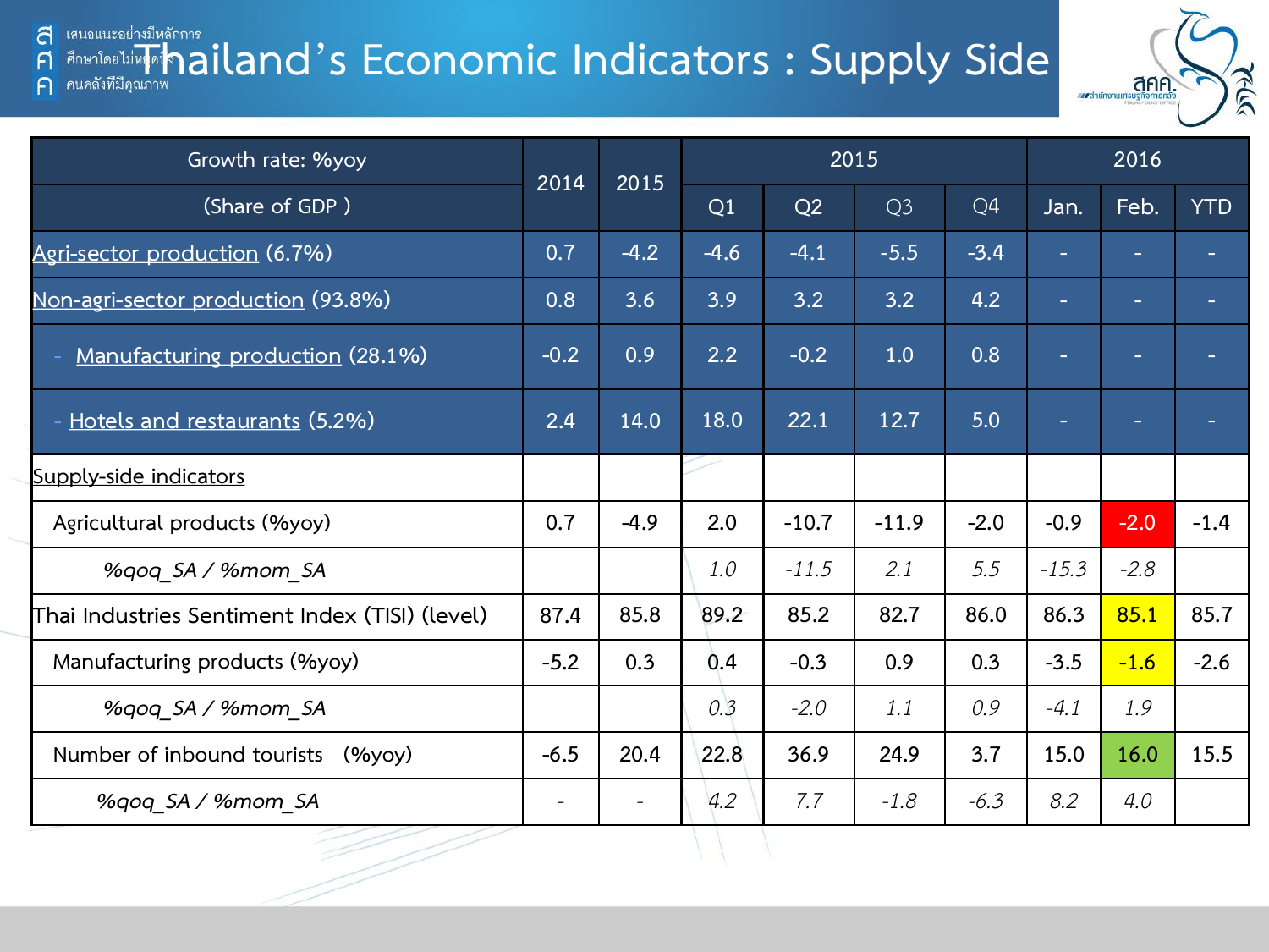# Thailand's Economic Indicators : Supply Side

| Growth rate: %yoy (Share of GDP ) | 2014 | 2015 | 2015 | | | | 2016 | | |
|---|---|---|---|---|---|---|---|---|---|
| | | | Q1 | Q2 | Q3 | Q4 | Jan. | Feb. | YTD |
| Agri-sector production (6.7%) | 0.7 | -4.2 | -4.6 | -4.1 | -5.5 | -3.4 | - | - | - |
| Non-agri-sector production (93.8%) | 0.8 | 3.6 | 3.9 | 3.2 | 3.2 | 4.2 | - | - | - |
| - Manufacturing production (28.1%) | -0.2 | 0.9 | 2.2 | -0.2 | 1.0 | 0.8 | - | - | - |
| - Hotels and restaurants (5.2%) | 2.4 | 14.0 | 18.0 | 22.1 | 12.7 | 5.0 | - | - | - |
| Supply-side indicators | | | | | | | | | |
| Agricultural products (%yoy) | 0.7 | -4.9 | 2.0 | -10.7 | -11.9 | -2.0 | -0.9 | -2.0 | -1.4 |
| *%qoq_SA / %mom_SA* | | | *1.0* | *-11.5* | *2.1* | *5.5* | *-15.3* | *-2.8* | |
| Thai Industries Sentiment Index (TISI) (level) | 87.4 | 85.8 | 89.2 | 85.2 | 82.7 | 86.0 | 86.3 | 85.1 | 85.7 |
| Manufacturing products (%yoy) | -5.2 | 0.3 | 0.4 | -0.3 | 0.9 | 0.3 | -3.5 | -1.6 | -2.6 |
| *%qoq_SA / %mom_SA* | | | *0.3* | *-2.0* | *1.1* | *0.9* | *-4.1* | *1.9* | |
| Number of inbound tourists (%yoy) | -6.5 | 20.4 | 22.8 | 36.9 | 24.9 | 3.7 | 15.0 | 16.0 | 15.5 |
| *%qoq_SA / %mom_SA* | - | - | *4.2* | *7.7* | *-1.8* | *-6.3* | *8.2* | *4.0* | |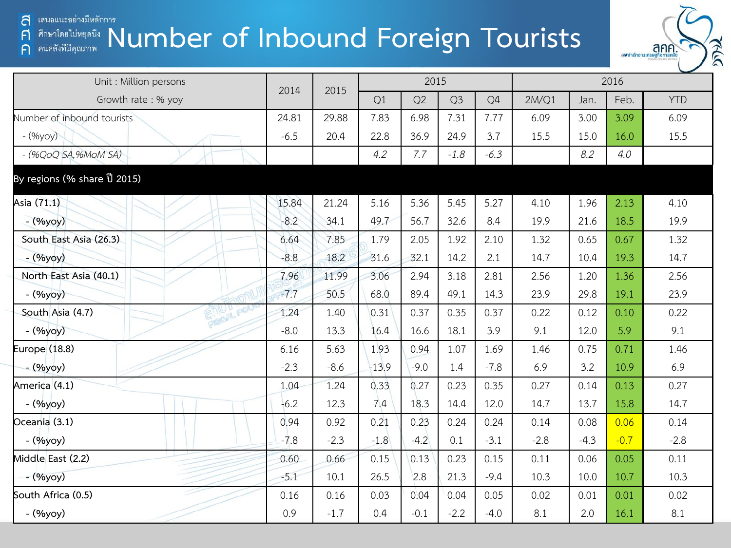# Number of Inbound Foreign Tourists

| Unit : Million persons<br>Growth rate : % yoy | 2014 | 2015 | 2015 | | | | 2016 | | | |
|---|---|---|---|---|---|---|---|---|---|---|
| | | | Q1 | Q2 | Q3 | Q4 | 2M/Q1 | Jan. | Feb. | YTD |
| Number of inbound tourists | 24.81 | 29.88 | 7.83 | 6.98 | 7.31 | 7.77 | 6.09 | 3.00 | 3.09 | 6.09 |
| - (%yoy) | -6.5 | 20.4 | 22.8 | 36.9 | 24.9 | 3.7 | 15.5 | 15.0 | 16.0 | 15.5 |
| - *(%QoQ SA,%MoM SA)* | | | *4.2* | *7.7* | *-1.8* | *-6.3* | | *8.2* | *4.0* | |
| **By regions (% share ปี 2015)** | | | | | | | | | | |
| Asia (71.1) | 15.84 | 21.24 | 5.16 | 5.36 | 5.45 | 5.27 | 4.10 | 1.96 | 2.13 | 4.10 |
| - (%yoy) | -8.2 | 34.1 | 49.7 | 56.7 | 32.6 | 8.4 | 19.9 | 21.6 | 18.5 | 19.9 |
| South East Asia (26.3) | 6.64 | 7.85 | 1.79 | 2.05 | 1.92 | 2.10 | 1.32 | 0.65 | 0.67 | 1.32 |
| - (%yoy) | -8.8 | 18.2 | 31.6 | 32.1 | 14.2 | 2.1 | 14.7 | 10.4 | 19.3 | 14.7 |
| North East Asia (40.1) | 7.96 | 11.99 | 3.06 | 2.94 | 3.18 | 2.81 | 2.56 | 1.20 | 1.36 | 2.56 |
| - (%yoy) | -7.7 | 50.5 | 68.0 | 89.4 | 49.1 | 14.3 | 23.9 | 29.8 | 19.1 | 23.9 |
| South Asia (4.7) | 1.24 | 1.40 | 0.31 | 0.37 | 0.35 | 0.37 | 0.22 | 0.12 | 0.10 | 0.22 |
| - (%yoy) | -8.0 | 13.3 | 16.4 | 16.6 | 18.1 | 3.9 | 9.1 | 12.0 | 5.9 | 9.1 |
| Europe (18.8) | 6.16 | 5.63 | 1.93 | 0.94 | 1.07 | 1.69 | 1.46 | 0.75 | 0.71 | 1.46 |
| - (%yoy) | -2.3 | -8.6 | -13.9 | -9.0 | 1.4 | -7.8 | 6.9 | 3.2 | 10.9 | 6.9 |
| America (4.1) | 1.04 | 1.24 | 0.33 | 0.27 | 0.23 | 0.35 | 0.27 | 0.14 | 0.13 | 0.27 |
| - (%yoy) | -6.2 | 12.3 | 7.4 | 18.3 | 14.4 | 12.0 | 14.7 | 13.7 | 15.8 | 14.7 |
| Oceania (3.1) | 0.94 | 0.92 | 0.21 | 0.23 | 0.24 | 0.24 | 0.14 | 0.08 | 0.06 | 0.14 |
| - (%yoy) | -7.8 | -2.3 | -1.8 | -4.2 | 0.1 | -3.1 | -2.8 | -4.3 | -0.7 | -2.8 |
| Middle East (2.2) | 0.60 | 0.66 | 0.15 | 0.13 | 0.23 | 0.15 | 0.11 | 0.06 | 0.05 | 0.11 |
| - (%yoy) | -5.1 | 10.1 | 26.5 | 2.8 | 21.3 | -9.4 | 10.3 | 10.0 | 10.7 | 10.3 |
| South Africa (0.5) | 0.16 | 0.16 | 0.03 | 0.04 | 0.04 | 0.05 | 0.02 | 0.01 | 0.01 | 0.02 |
| - (%yoy) | 0.9 | -1.7 | 0.4 | -0.1 | -2.2 | -4.0 | 8.1 | 2.0 | 16.1 | 8.1 |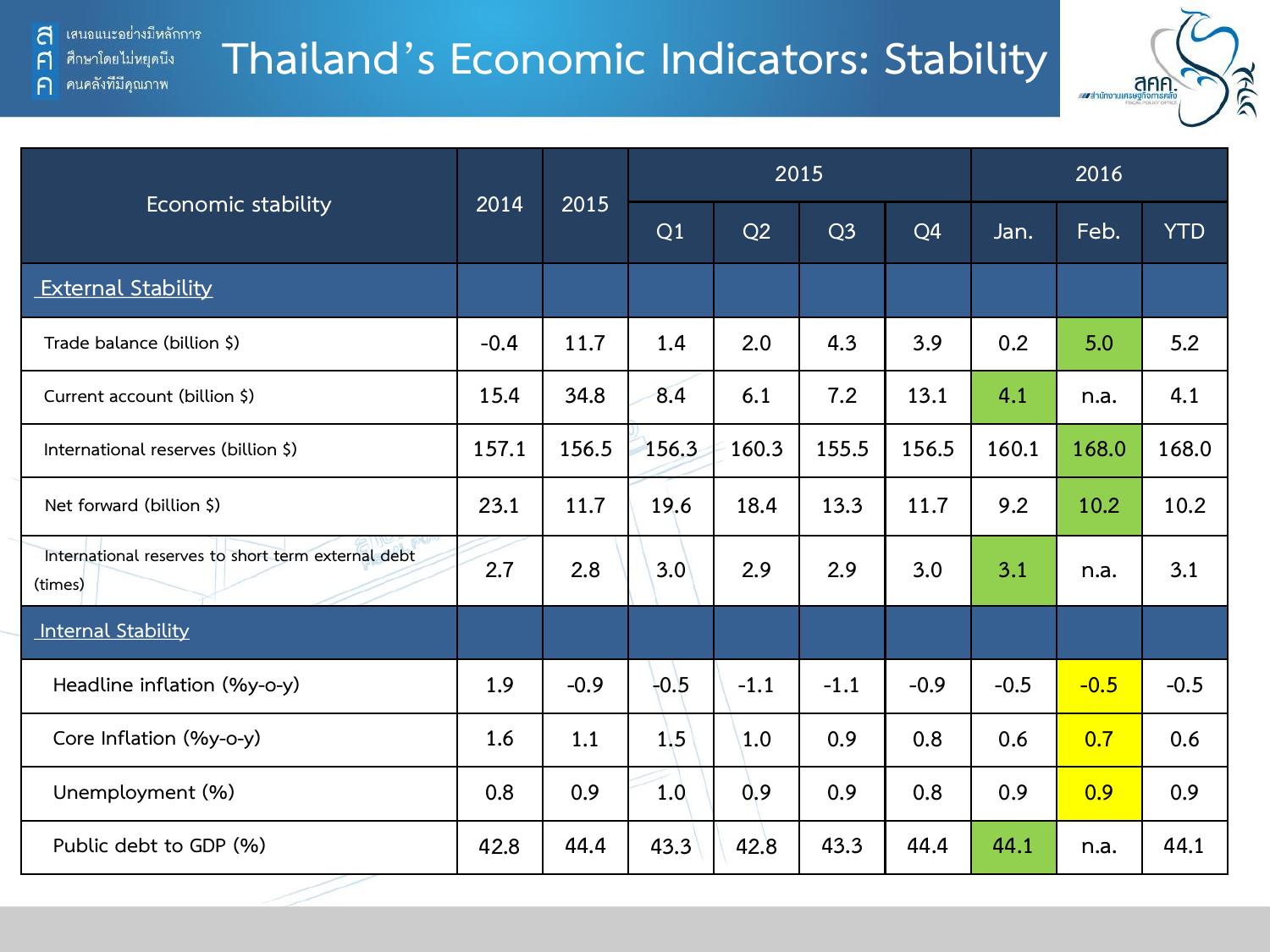# Thailand’s Economic Indicators: Stability

| Economic stability | 2014 | 2015 | 2015 | | | | 2016 | | |
|---|---|---|---|---|---|---|---|---|---|
| | | | Q1 | Q2 | Q3 | Q4 | Jan. | Feb. | YTD |
| External Stability | | | | | | | | | |
| Trade balance (billion $) | -0.4 | 11.7 | 1.4 | 2.0 | 4.3 | 3.9 | 0.2 | 5.0 | 5.2 |
| Current account (billion $) | 15.4 | 34.8 | 8.4 | 6.1 | 7.2 | 13.1 | 4.1 | n.a. | 4.1 |
| International reserves (billion $) | 157.1 | 156.5 | 156.3 | 160.3 | 155.5 | 156.5 | 160.1 | 168.0 | 168.0 |
| Net forward (billion $) | 23.1 | 11.7 | 19.6 | 18.4 | 13.3 | 11.7 | 9.2 | 10.2 | 10.2 |
| International reserves to short term external debt (times) | 2.7 | 2.8 | 3.0 | 2.9 | 2.9 | 3.0 | 3.1 | n.a. | 3.1 |
| Internal Stability | | | | | | | | | |
| Headline inflation (%y-o-y) | 1.9 | -0.9 | -0.5 | -1.1 | -1.1 | -0.9 | -0.5 | -0.5 | -0.5 |
| Core Inflation (%y-o-y) | 1.6 | 1.1 | 1.5 | 1.0 | 0.9 | 0.8 | 0.6 | 0.7 | 0.6 |
| Unemployment (%) | 0.8 | 0.9 | 1.0 | 0.9 | 0.9 | 0.8 | 0.9 | 0.9 | 0.9 |
| Public debt to GDP (%) | 42.8 | 44.4 | 43.3 | 42.8 | 43.3 | 44.4 | 44.1 | n.a. | 44.1 |